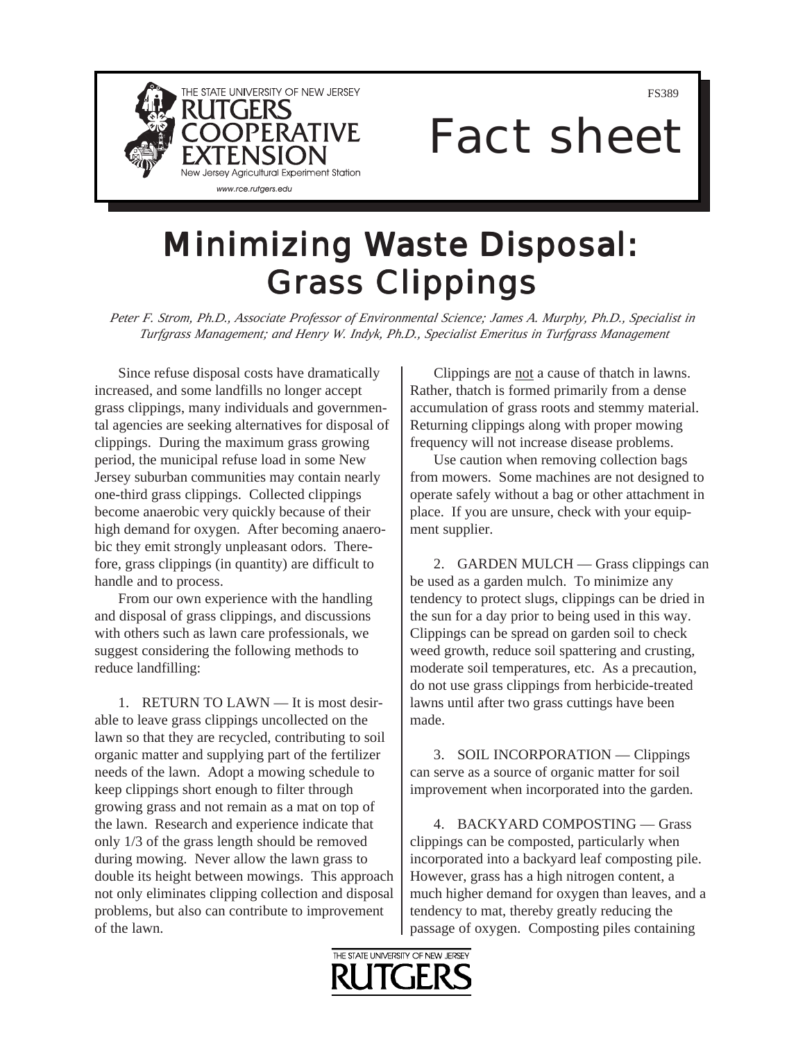THE STATE UNIVERSITY OF NEW JERSEY
RUTGERS COOPERATIVE EXTENSION
New Jersey Agricultural Experiment Station
www.rce.rutgers.edu

FS389

# Fact sheet

# Minimizing Waste Disposal: Grass Clippings

*Peter F. Strom, Ph.D., Associate Professor of Environmental Science; James A. Murphy, Ph.D., Specialist in Turfgrass Management; and Henry W. Indyk, Ph.D., Specialist Emeritus in Turfgrass Management*

Since refuse disposal costs have dramatically increased, and some landfills no longer accept grass clippings, many individuals and governmental agencies are seeking alternatives for disposal of clippings. During the maximum grass growing period, the municipal refuse load in some New Jersey suburban communities may contain nearly one-third grass clippings. Collected clippings become anaerobic very quickly because of their high demand for oxygen. After becoming anaerobic they emit strongly unpleasant odors. Therefore, grass clippings (in quantity) are difficult to handle and to process.

From our own experience with the handling and disposal of grass clippings, and discussions with others such as lawn care professionals, we suggest considering the following methods to reduce landfilling:

1. RETURN TO LAWN — It is most desirable to leave grass clippings uncollected on the lawn so that they are recycled, contributing to soil organic matter and supplying part of the fertilizer needs of the lawn. Adopt a mowing schedule to keep clippings short enough to filter through growing grass and not remain as a mat on top of the lawn. Research and experience indicate that only 1/3 of the grass length should be removed during mowing. Never allow the lawn grass to double its height between mowings. This approach not only eliminates clipping collection and disposal problems, but also can contribute to improvement of the lawn.

Clippings are <u>not</u> a cause of thatch in lawns. Rather, thatch is formed primarily from a dense accumulation of grass roots and stemmy material. Returning clippings along with proper mowing frequency will not increase disease problems.

Use caution when removing collection bags from mowers. Some machines are not designed to operate safely without a bag or other attachment in place. If you are unsure, check with your equipment supplier.

2. GARDEN MULCH — Grass clippings can be used as a garden mulch. To minimize any tendency to protect slugs, clippings can be dried in the sun for a day prior to being used in this way. Clippings can be spread on garden soil to check weed growth, reduce soil spattering and crusting, moderate soil temperatures, etc. As a precaution, do not use grass clippings from herbicide-treated lawns until after two grass cuttings have been made.

3. SOIL INCORPORATION — Clippings can serve as a source of organic matter for soil improvement when incorporated into the garden.

4. BACKYARD COMPOSTING — Grass clippings can be composted, particularly when incorporated into a backyard leaf composting pile. However, grass has a high nitrogen content, a much higher demand for oxygen than leaves, and a tendency to mat, thereby greatly reducing the passage of oxygen. Composting piles containing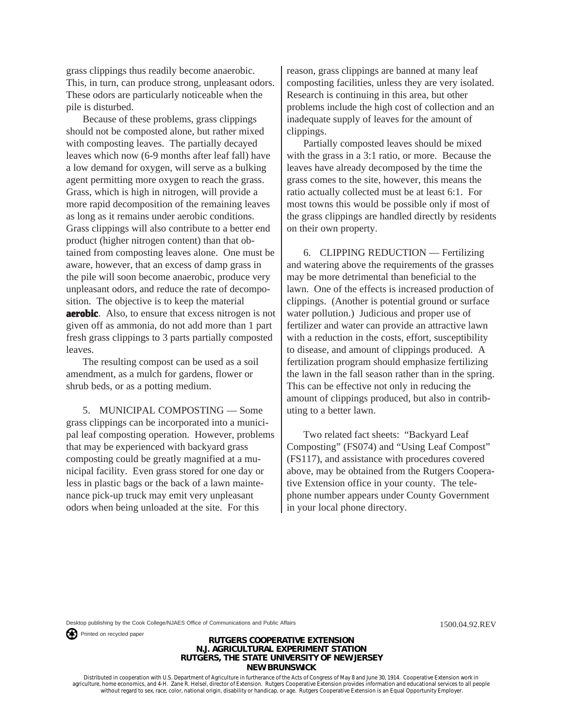grass clippings thus readily become anaerobic. This, in turn, can produce strong, unpleasant odors. These odors are particularly noticeable when the pile is disturbed.

Because of these problems, grass clippings should not be composted alone, but rather mixed with composting leaves. The partially decayed leaves which now (6-9 months after leaf fall) have a low demand for oxygen, will serve as a bulking agent permitting more oxygen to reach the grass. Grass, which is high in nitrogen, will provide a more rapid decomposition of the remaining leaves as long as it remains under aerobic conditions. Grass clippings will also contribute to a better end product (higher nitrogen content) than that obtained from composting leaves alone. One must be aware, however, that an excess of damp grass in the pile will soon become anaerobic, produce very unpleasant odors, and reduce the rate of decomposition. The objective is to keep the material **aerobic**. Also, to ensure that excess nitrogen is not given off as ammonia, do not add more than 1 part fresh grass clippings to 3 parts partially composted leaves.

The resulting compost can be used as a soil amendment, as a mulch for gardens, flower or shrub beds, or as a potting medium.

5. MUNICIPAL COMPOSTING — Some grass clippings can be incorporated into a municipal leaf composting operation. However, problems that may be experienced with backyard grass composting could be greatly magnified at a municipal facility. Even grass stored for one day or less in plastic bags or the back of a lawn maintenance pick-up truck may emit very unpleasant odors when being unloaded at the site. For this reason, grass clippings are banned at many leaf composting facilities, unless they are very isolated. Research is continuing in this area, but other problems include the high cost of collection and an inadequate supply of leaves for the amount of clippings.

Partially composted leaves should be mixed with the grass in a 3:1 ratio, or more. Because the leaves have already decomposed by the time the grass comes to the site, however, this means the ratio actually collected must be at least 6:1. For most towns this would be possible only if most of the grass clippings are handled directly by residents on their own property.

6. CLIPPING REDUCTION — Fertilizing and watering above the requirements of the grasses may be more detrimental than beneficial to the lawn. One of the effects is increased production of clippings. (Another is potential ground or surface water pollution.) Judicious and proper use of fertilizer and water can provide an attractive lawn with a reduction in the costs, effort, susceptibility to disease, and amount of clippings produced. A fertilization program should emphasize fertilizing the lawn in the fall season rather than in the spring. This can be effective not only in reducing the amount of clippings produced, but also in contributing to a better lawn.

Two related fact sheets: "Backyard Leaf Composting" (FS074) and "Using Leaf Compost" (FS117), and assistance with procedures covered above, may be obtained from the Rutgers Cooperative Extension office in your county. The telephone number appears under County Government in your local phone directory.

Desktop publishing by the Cook College/NJAES Office of Communications and Public Affairs

1500.04.92.REV

Printed on recycled paper

**RUTGERS COOPERATIVE EXTENSION**
**N.J. AGRICULTURAL EXPERIMENT STATION**
**RUTGERS, THE STATE UNIVERSITY OF NEW JERSEY**
**NEW BRUNSWICK**

Distributed in cooperation with U.S. Department of Agriculture in furtherance of the Acts of Congress of May 8 and June 30, 1914. Cooperative Extension work in agriculture, home economics, and 4-H. Zane R. Helsel, director of Extension. Rutgers Cooperative Extension provides information and educational services to all people without regard to sex, race, color, national origin, disability or handicap, or age. Rutgers Cooperative Extension is an Equal Opportunity Employer.